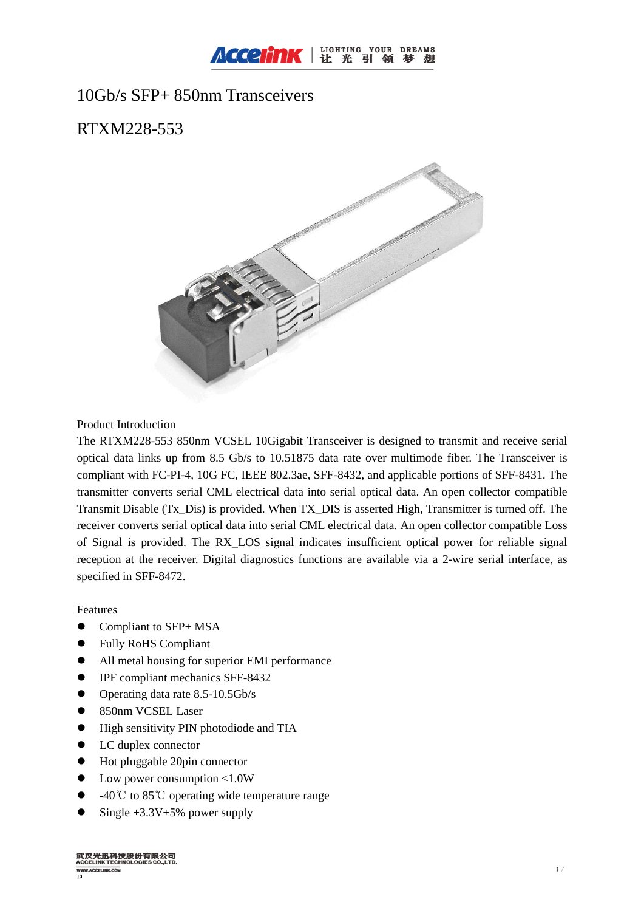# 10Gb/s SFP+ 850nm Transceivers

# RTXM228-553

## Product Introduction

The RTXM228-553 850nm VCSEL 10Gigabit Transceiver is designed to transmit and receive serial optical data links up from 8.5 Gb/s to 10.51875 data rate over multimode fiber. The Transceiver is compliant with FC-PI-4, 10G FC, IEEE 802.3ae, SFF-8432, and applicable portions of SFF-8431. The transmitter converts serial CML electrical data into serial optical data. An open collector compatible Transmit Disable (Tx_Dis) is provided. When TX_DIS is asserted High, Transmitter is turned off. The receiver converts serial optical data into serial CML electrical data. An open collector compatible Loss of Signal is provided. The RX_LOS signal indicates insufficient optical power for reliable signal reception at the receiver. Digital diagnostics functions are available via a 2-wire serial interface, as specified in SFF-8472.

## Features

- Compliant to SFP+ MSA
- Fully RoHS Compliant
- All metal housing for superior EMI performance
- IPF compliant mechanics SFF-8432
- Operating data rate 8.5-10.5Gb/s
- 850nm VCSEL Laser
- High sensitivity PIN photodiode and TIA
- LC duplex connector
- Hot pluggable 20pin connector
- Low power consumption <1.0W
- -40℃ to 85℃ operating wide temperature range
- Single +3.3V±5% power supply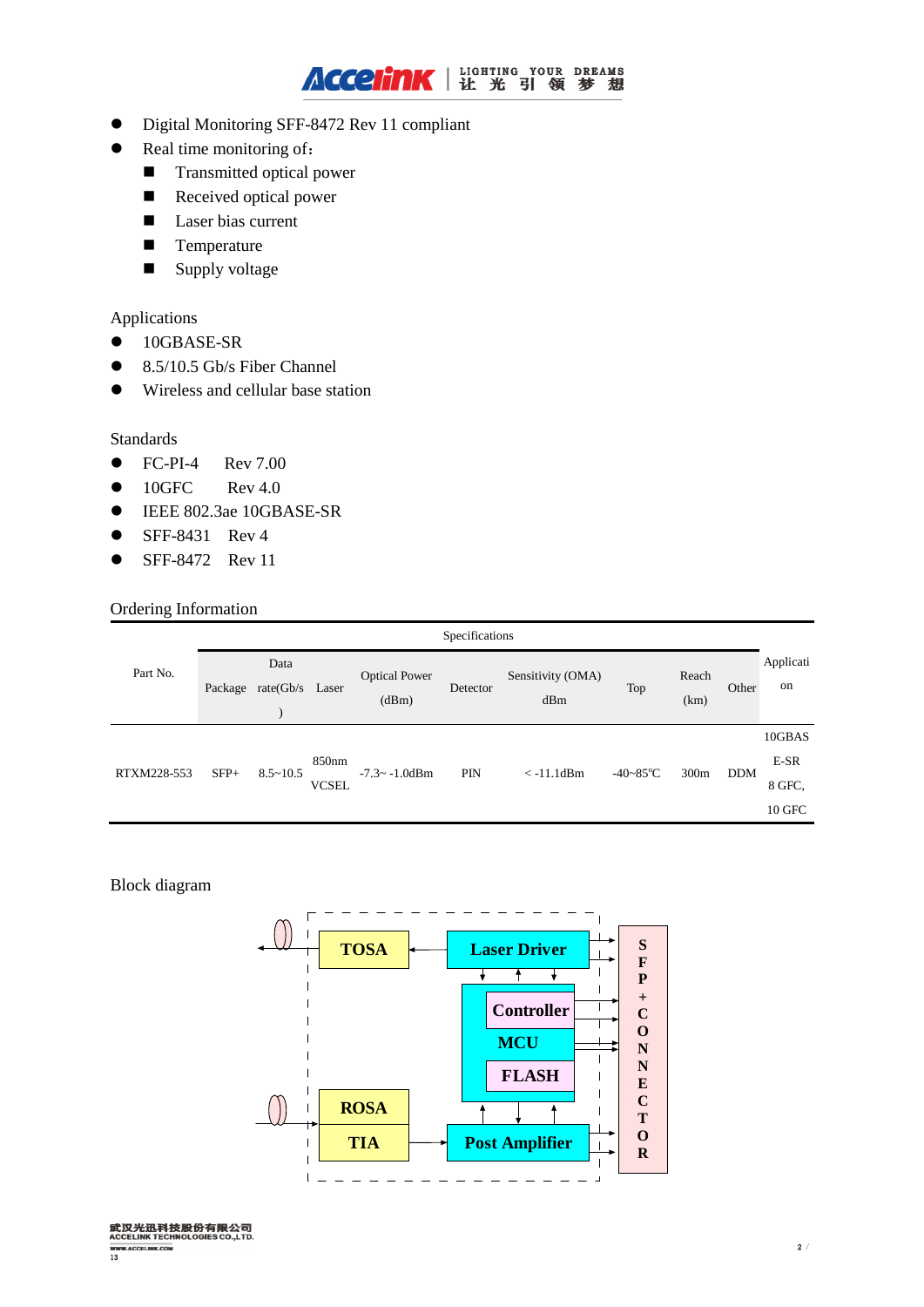- Digital Monitoring SFF-8472 Rev 11 compliant
- Real time monitoring of:
  - Transmitted optical power
  - Received optical power
  - Laser bias current
  - Temperature
  - Supply voltage

Applications

- 10GBASE-SR
- 8.5/10.5 Gb/s Fiber Channel
- Wireless and cellular base station

Standards

- FC-PI-4 Rev 7.00
- 10GFC Rev 4.0
- IEEE 802.3ae 10GBASE-SR
- SFF-8431 Rev 4
- SFF-8472 Rev 11

Ordering Information

| Part No. | Specifications | | | | | | | | | Application |
|---|---|---|---|---|---|---|---|---|---|---|
| | Package | Data rate(Gb/s) | Laser | Optical Power (dBm) | Detector | Sensitivity (OMA) dBm | Top | Reach (km) | Other | |
| RTXM228-553 | SFP+ | 8.5~10.5 | 850nm VCSEL | -7.3~ -1.0dBm | PIN | < -11.1dBm | -40~85℃ | 300m | DDM | 10GBASE-SR 8 GFC, 10 GFC |

Block diagram

TOSA
Laser Driver
Controller
MCU
FLASH
ROSA
TIA
Post Amplifier
SFP+CONNECTOR